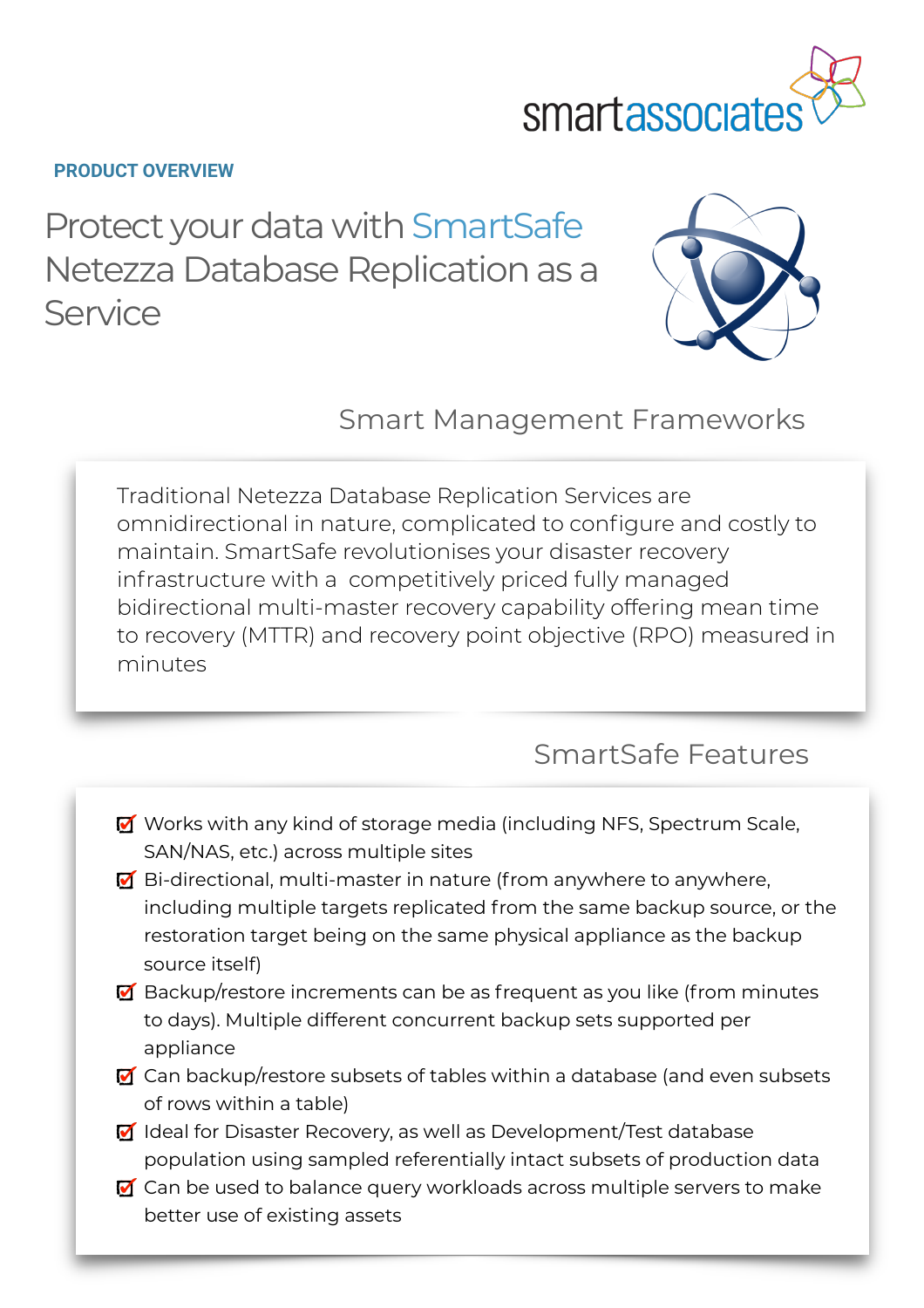smartassociates

**PRODUCT OVERVIEW**

# Protect your data with SmartSafe Netezza Database Replication as a Service

## Smart Management Frameworks

Traditional Netezza Database Replication Services are omnidirectional in nature, complicated to configure and costly to maintain. SmartSafe revolutionises your disaster recovery infrastructure with a competitively priced fully managed bidirectional multi-master recovery capability offering mean time to recovery (MTTR) and recovery point objective (RPO) measured in minutes

## SmartSafe Features

- Works with any kind of storage media (including NFS, Spectrum Scale, SAN/NAS, etc.) across multiple sites
- Bi-directional, multi-master in nature (from anywhere to anywhere, including multiple targets replicated from the same backup source, or the restoration target being on the same physical appliance as the backup source itself)
- Backup/restore increments can be as frequent as you like (from minutes to days). Multiple different concurrent backup sets supported per appliance
- Can backup/restore subsets of tables within a database (and even subsets of rows within a table)
- Ideal for Disaster Recovery, as well as Development/Test database population using sampled referentially intact subsets of production data
- Can be used to balance query workloads across multiple servers to make better use of existing assets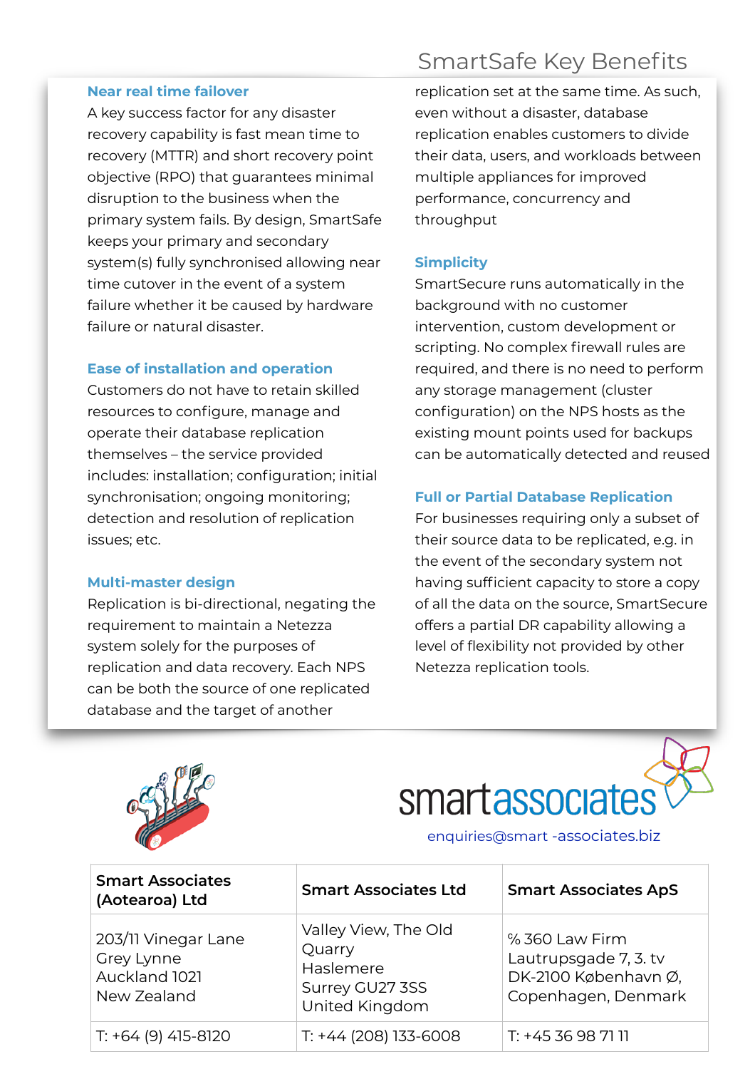# SmartSafe Key Benefits

### Near real time failover

A key success factor for any disaster recovery capability is fast mean time to recovery (MTTR) and short recovery point objective (RPO) that guarantees minimal disruption to the business when the primary system fails. By design, SmartSafe keeps your primary and secondary system(s) fully synchronised allowing near time cutover in the event of a system failure whether it be caused by hardware failure or natural disaster.

### Ease of installation and operation

Customers do not have to retain skilled resources to configure, manage and operate their database replication themselves – the service provided includes: installation; configuration; initial synchronisation; ongoing monitoring; detection and resolution of replication issues; etc.

### Multi-master design

Replication is bi-directional, negating the requirement to maintain a Netezza system solely for the purposes of replication and data recovery. Each NPS can be both the source of one replicated database and the target of another replication set at the same time. As such, even without a disaster, database replication enables customers to divide their data, users, and workloads between multiple appliances for improved performance, concurrency and throughput

### Simplicity

SmartSecure runs automatically in the background with no customer intervention, custom development or scripting. No complex firewall rules are required, and there is no need to perform any storage management (cluster configuration) on the NPS hosts as the existing mount points used for backups can be automatically detected and reused

### Full or Partial Database Replication

For businesses requiring only a subset of their source data to be replicated, e.g. in the event of the secondary system not having sufficient capacity to store a copy of all the data on the source, SmartSecure offers a partial DR capability allowing a level of flexibility not provided by other Netezza replication tools.

smartassociates

enquiries@smart -associates.biz

| Smart Associates (Aotearoa) Ltd | Smart Associates Ltd | Smart Associates ApS |
| --- | --- | --- |
| 203/11 Vinegar Lane<br>Grey Lynne<br>Auckland 1021<br>New Zealand | Valley View, The Old Quarry<br>Haslemere<br>Surrey GU27 3SS<br>United Kingdom | % 360 Law Firm<br>Lautrupsgade 7, 3. tv<br>DK-2100 København Ø,<br>Copenhagen, Denmark |
| T: +64 (9) 415-8120 | T: +44 (208) 133-6008 | T: +45 36 98 71 11 |